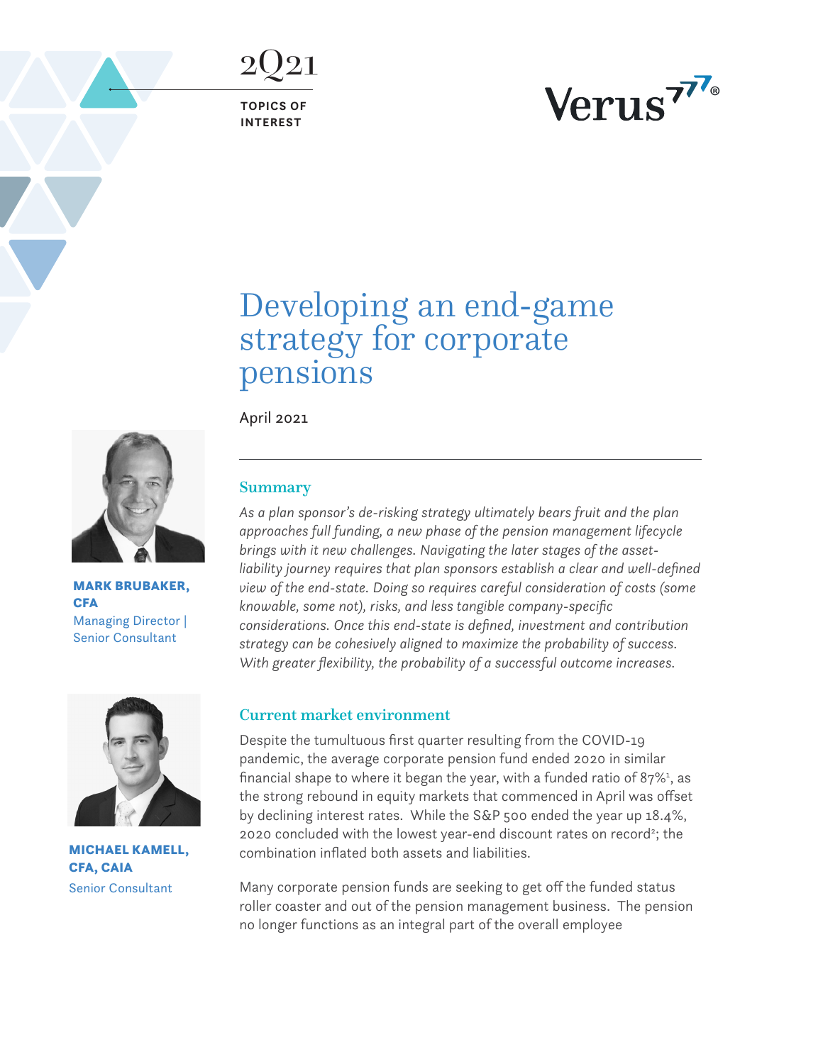2Q21

TOPICS OF INTEREST

Verus

# Developing an end-game strategy for corporate pensions

April 2021

**MARK BRUBAKER, CFA**
Managing Director | Senior Consultant

**MICHAEL KAMELL, CFA, CAIA**
Senior Consultant

## Summary

*As a plan sponsor's de-risking strategy ultimately bears fruit and the plan approaches full funding, a new phase of the pension management lifecycle brings with it new challenges. Navigating the later stages of the asset-liability journey requires that plan sponsors establish a clear and well-defined view of the end-state. Doing so requires careful consideration of costs (some knowable, some not), risks, and less tangible company-specific considerations. Once this end-state is defined, investment and contribution strategy can be cohesively aligned to maximize the probability of success. With greater flexibility, the probability of a successful outcome increases.*

## Current market environment

Despite the tumultuous first quarter resulting from the COVID-19 pandemic, the average corporate pension fund ended 2020 in similar financial shape to where it began the year, with a funded ratio of 87%[1], as the strong rebound in equity markets that commenced in April was offset by declining interest rates. While the S&P 500 ended the year up 18.4%, 2020 concluded with the lowest year-end discount rates on record[2]; the combination inflated both assets and liabilities.

Many corporate pension funds are seeking to get off the funded status roller coaster and out of the pension management business. The pension no longer functions as an integral part of the overall employee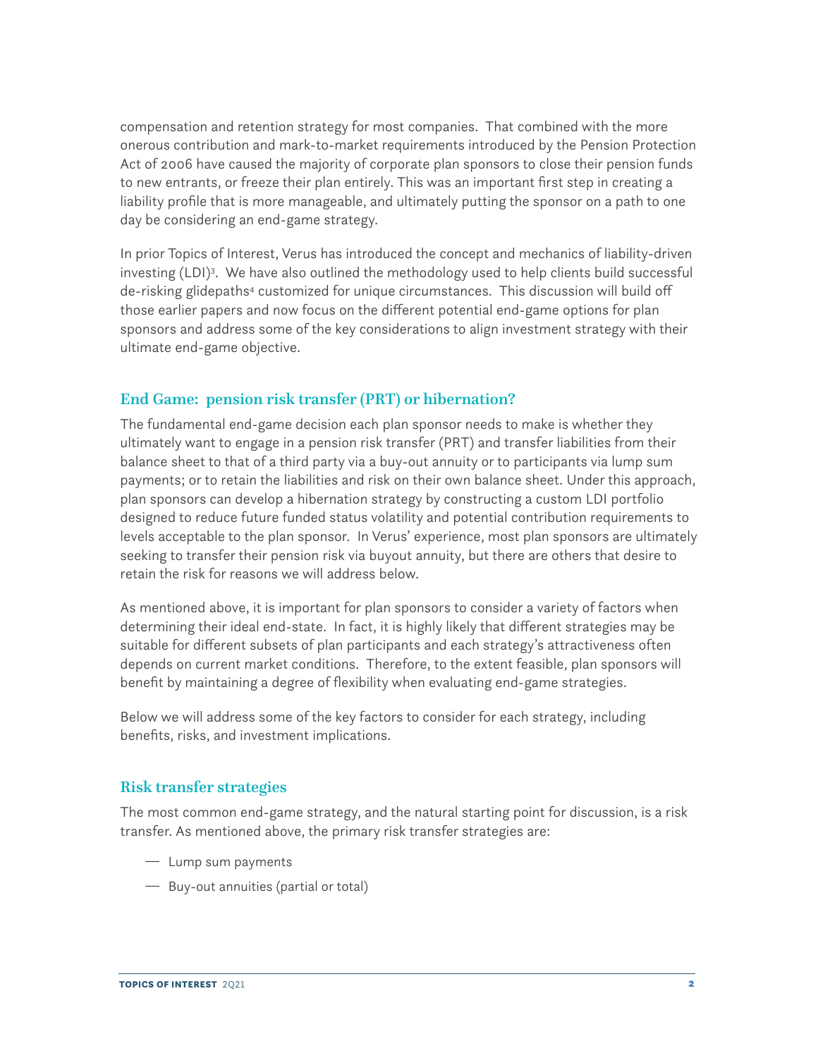compensation and retention strategy for most companies. That combined with the more onerous contribution and mark-to-market requirements introduced by the Pension Protection Act of 2006 have caused the majority of corporate plan sponsors to close their pension funds to new entrants, or freeze their plan entirely. This was an important first step in creating a liability profile that is more manageable, and ultimately putting the sponsor on a path to one day be considering an end-game strategy.

In prior Topics of Interest, Verus has introduced the concept and mechanics of liability-driven investing (LDI)[3]. We have also outlined the methodology used to help clients build successful de-risking glidepaths[4] customized for unique circumstances. This discussion will build off those earlier papers and now focus on the different potential end-game options for plan sponsors and address some of the key considerations to align investment strategy with their ultimate end-game objective.

## End Game: pension risk transfer (PRT) or hibernation?

The fundamental end-game decision each plan sponsor needs to make is whether they ultimately want to engage in a pension risk transfer (PRT) and transfer liabilities from their balance sheet to that of a third party via a buy-out annuity or to participants via lump sum payments; or to retain the liabilities and risk on their own balance sheet. Under this approach, plan sponsors can develop a hibernation strategy by constructing a custom LDI portfolio designed to reduce future funded status volatility and potential contribution requirements to levels acceptable to the plan sponsor. In Verus' experience, most plan sponsors are ultimately seeking to transfer their pension risk via buyout annuity, but there are others that desire to retain the risk for reasons we will address below.

As mentioned above, it is important for plan sponsors to consider a variety of factors when determining their ideal end-state. In fact, it is highly likely that different strategies may be suitable for different subsets of plan participants and each strategy's attractiveness often depends on current market conditions. Therefore, to the extent feasible, plan sponsors will benefit by maintaining a degree of flexibility when evaluating end-game strategies.

Below we will address some of the key factors to consider for each strategy, including benefits, risks, and investment implications.

## Risk transfer strategies

The most common end-game strategy, and the natural starting point for discussion, is a risk transfer. As mentioned above, the primary risk transfer strategies are:

- Lump sum payments
- Buy-out annuities (partial or total)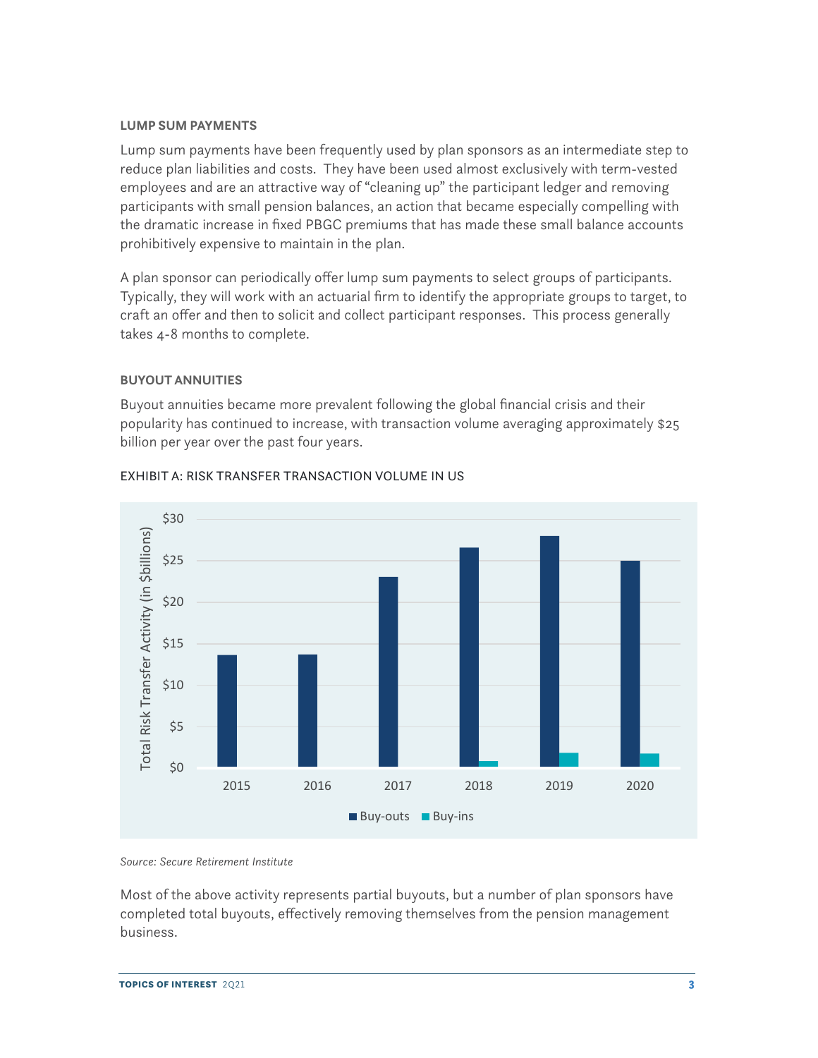### LUMP SUM PAYMENTS

Lump sum payments have been frequently used by plan sponsors as an intermediate step to reduce plan liabilities and costs. They have been used almost exclusively with term-vested employees and are an attractive way of "cleaning up" the participant ledger and removing participants with small pension balances, an action that became especially compelling with the dramatic increase in fixed PBGC premiums that has made these small balance accounts prohibitively expensive to maintain in the plan.

A plan sponsor can periodically offer lump sum payments to select groups of participants. Typically, they will work with an actuarial firm to identify the appropriate groups to target, to craft an offer and then to solicit and collect participant responses. This process generally takes 4-8 months to complete.

### BUYOUT ANNUITIES

Buyout annuities became more prevalent following the global financial crisis and their popularity has continued to increase, with transaction volume averaging approximately $25 billion per year over the past four years.

EXHIBIT A: RISK TRANSFER TRANSACTION VOLUME IN US

*Source: Secure Retirement Institute*

Most of the above activity represents partial buyouts, but a number of plan sponsors have completed total buyouts, effectively removing themselves from the pension management business.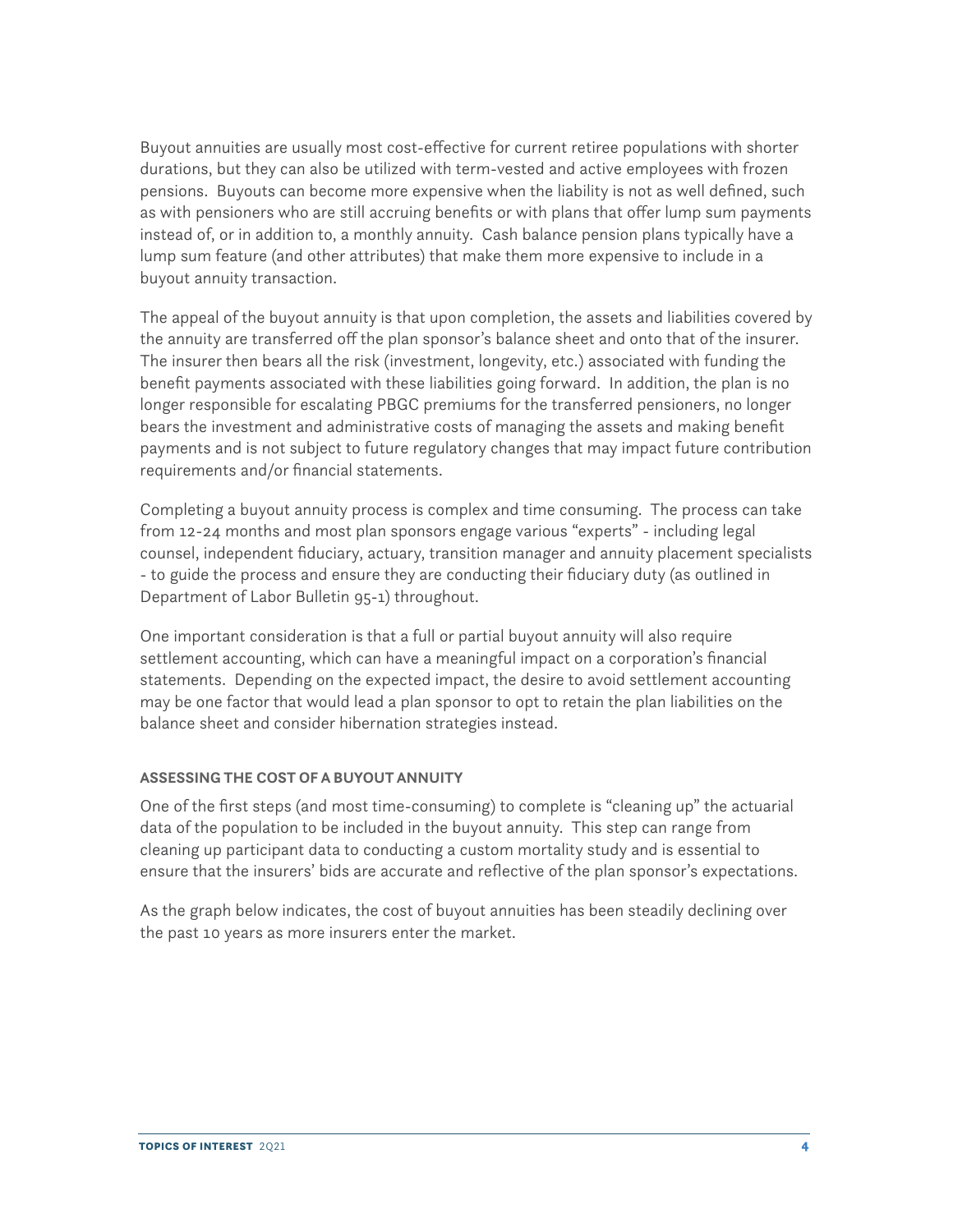Buyout annuities are usually most cost-effective for current retiree populations with shorter durations, but they can also be utilized with term-vested and active employees with frozen pensions. Buyouts can become more expensive when the liability is not as well defined, such as with pensioners who are still accruing benefits or with plans that offer lump sum payments instead of, or in addition to, a monthly annuity. Cash balance pension plans typically have a lump sum feature (and other attributes) that make them more expensive to include in a buyout annuity transaction.

The appeal of the buyout annuity is that upon completion, the assets and liabilities covered by the annuity are transferred off the plan sponsor's balance sheet and onto that of the insurer. The insurer then bears all the risk (investment, longevity, etc.) associated with funding the benefit payments associated with these liabilities going forward. In addition, the plan is no longer responsible for escalating PBGC premiums for the transferred pensioners, no longer bears the investment and administrative costs of managing the assets and making benefit payments and is not subject to future regulatory changes that may impact future contribution requirements and/or financial statements.

Completing a buyout annuity process is complex and time consuming. The process can take from 12-24 months and most plan sponsors engage various "experts" - including legal counsel, independent fiduciary, actuary, transition manager and annuity placement specialists - to guide the process and ensure they are conducting their fiduciary duty (as outlined in Department of Labor Bulletin 95-1) throughout.

One important consideration is that a full or partial buyout annuity will also require settlement accounting, which can have a meaningful impact on a corporation's financial statements. Depending on the expected impact, the desire to avoid settlement accounting may be one factor that would lead a plan sponsor to opt to retain the plan liabilities on the balance sheet and consider hibernation strategies instead.

### ASSESSING THE COST OF A BUYOUT ANNUITY

One of the first steps (and most time-consuming) to complete is "cleaning up" the actuarial data of the population to be included in the buyout annuity. This step can range from cleaning up participant data to conducting a custom mortality study and is essential to ensure that the insurers' bids are accurate and reflective of the plan sponsor's expectations.

As the graph below indicates, the cost of buyout annuities has been steadily declining over the past 10 years as more insurers enter the market.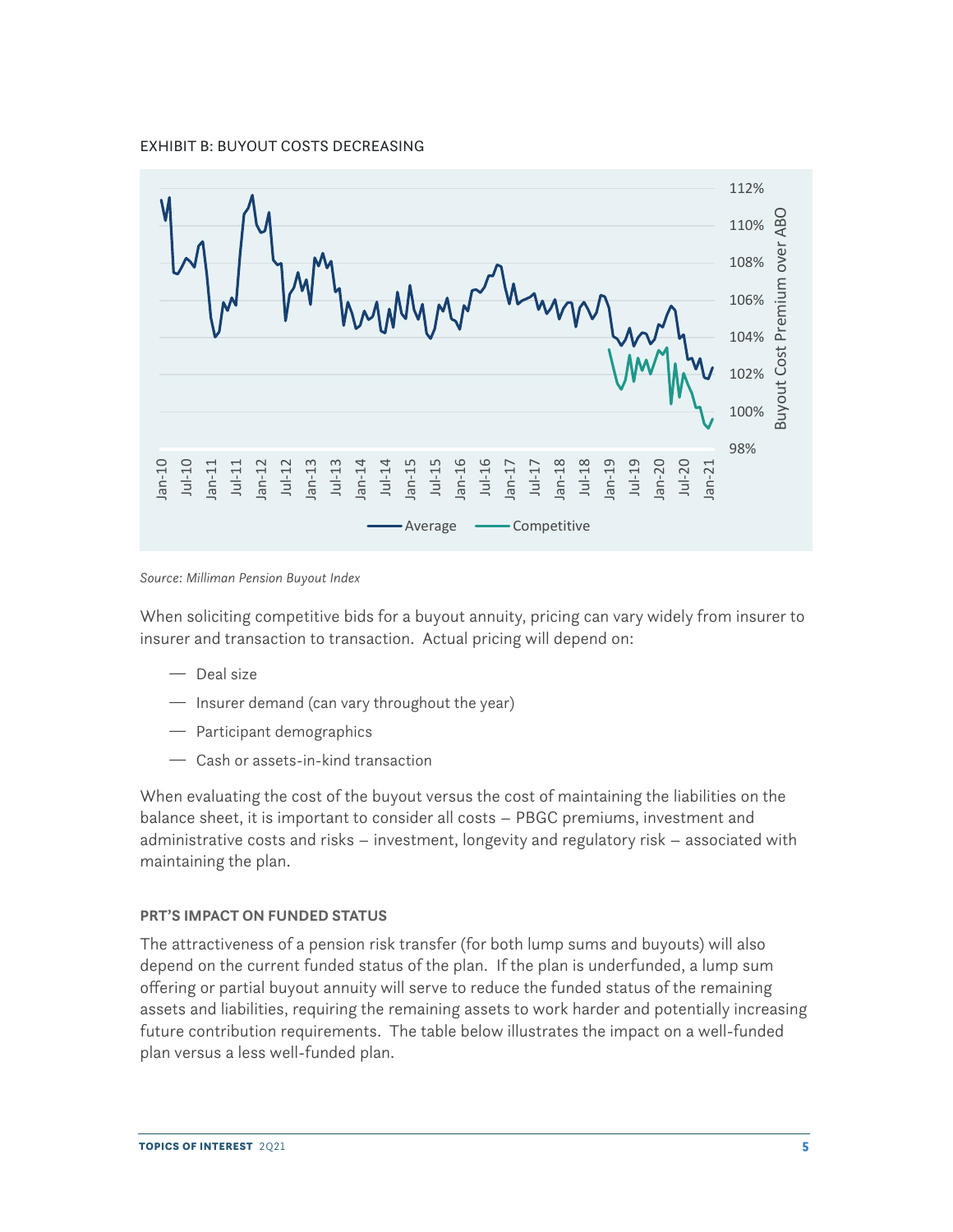EXHIBIT B: BUYOUT COSTS DECREASING

*Source: Milliman Pension Buyout Index*

When soliciting competitive bids for a buyout annuity, pricing can vary widely from insurer to insurer and transaction to transaction. Actual pricing will depend on:

- Deal size
- Insurer demand (can vary throughout the year)
- Participant demographics
- Cash or assets-in-kind transaction

When evaluating the cost of the buyout versus the cost of maintaining the liabilities on the balance sheet, it is important to consider all costs – PBGC premiums, investment and administrative costs and risks – investment, longevity and regulatory risk – associated with maintaining the plan.

### PRT'S IMPACT ON FUNDED STATUS

The attractiveness of a pension risk transfer (for both lump sums and buyouts) will also depend on the current funded status of the plan. If the plan is underfunded, a lump sum offering or partial buyout annuity will serve to reduce the funded status of the remaining assets and liabilities, requiring the remaining assets to work harder and potentially increasing future contribution requirements. The table below illustrates the impact on a well-funded plan versus a less well-funded plan.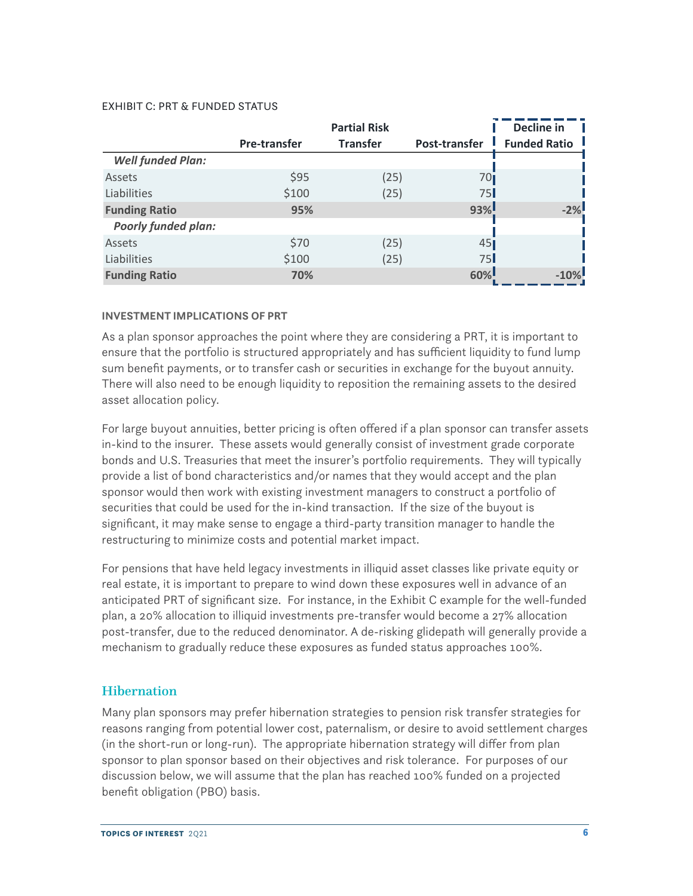EXHIBIT C: PRT & FUNDED STATUS

| | Pre-transfer | Partial Risk Transfer | Post-transfer | Decline in Funded Ratio |
|---|---|---|---|---|
| ***Well funded Plan:*** | | | | |
| Assets | $95 | (25) | 70 | |
| Liabilities | $100 | (25) | 75 | |
| **Funding Ratio** | **95%** | | **93%** | **-2%** |
| ***Poorly funded plan:*** | | | | |
| Assets | $70 | (25) | 45 | |
| Liabilities | $100 | (25) | 75 | |
| **Funding Ratio** | **70%** | | **60%** | **-10%** |

### INVESTMENT IMPLICATIONS OF PRT

As a plan sponsor approaches the point where they are considering a PRT, it is important to ensure that the portfolio is structured appropriately and has sufficient liquidity to fund lump sum benefit payments, or to transfer cash or securities in exchange for the buyout annuity. There will also need to be enough liquidity to reposition the remaining assets to the desired asset allocation policy.

For large buyout annuities, better pricing is often offered if a plan sponsor can transfer assets in-kind to the insurer. These assets would generally consist of investment grade corporate bonds and U.S. Treasuries that meet the insurer's portfolio requirements. They will typically provide a list of bond characteristics and/or names that they would accept and the plan sponsor would then work with existing investment managers to construct a portfolio of securities that could be used for the in-kind transaction. If the size of the buyout is significant, it may make sense to engage a third-party transition manager to handle the restructuring to minimize costs and potential market impact.

For pensions that have held legacy investments in illiquid asset classes like private equity or real estate, it is important to prepare to wind down these exposures well in advance of an anticipated PRT of significant size. For instance, in the Exhibit C example for the well-funded plan, a 20% allocation to illiquid investments pre-transfer would become a 27% allocation post-transfer, due to the reduced denominator. A de-risking glidepath will generally provide a mechanism to gradually reduce these exposures as funded status approaches 100%.

## Hibernation

Many plan sponsors may prefer hibernation strategies to pension risk transfer strategies for reasons ranging from potential lower cost, paternalism, or desire to avoid settlement charges (in the short-run or long-run). The appropriate hibernation strategy will differ from plan sponsor to plan sponsor based on their objectives and risk tolerance. For purposes of our discussion below, we will assume that the plan has reached 100% funded on a projected benefit obligation (PBO) basis.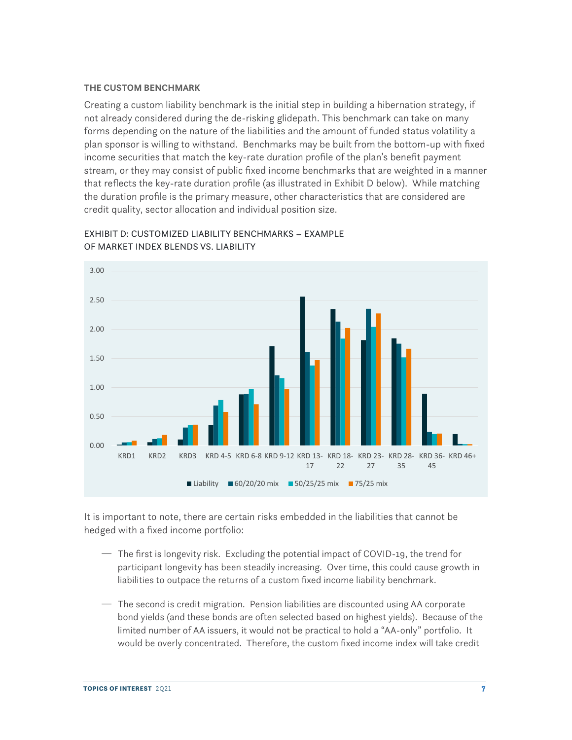### THE CUSTOM BENCHMARK

Creating a custom liability benchmark is the initial step in building a hibernation strategy, if not already considered during the de-risking glidepath. This benchmark can take on many forms depending on the nature of the liabilities and the amount of funded status volatility a plan sponsor is willing to withstand. Benchmarks may be built from the bottom-up with fixed income securities that match the key-rate duration profile of the plan's benefit payment stream, or they may consist of public fixed income benchmarks that are weighted in a manner that reflects the key-rate duration profile (as illustrated in Exhibit D below). While matching the duration profile is the primary measure, other characteristics that are considered are credit quality, sector allocation and individual position size.

EXHIBIT D: CUSTOMIZED LIABILITY BENCHMARKS – EXAMPLE OF MARKET INDEX BLENDS VS. LIABILITY

| | Liability | 60/20/20 mix | 50/25/25 mix | 75/25 mix |
|---|---|---|---|---|
| KRD1 | 0.01 | 0.05 | 0.06 | 0.08 |
| KRD2 | 0.06 | 0.11 | 0.13 | 0.18 |
| KRD3 | 0.10 | 0.31 | 0.35 | 0.36 |
| KRD 4-5 | 0.35 | 0.69 | 0.78 | 0.58 |
| KRD 6-8 | 0.88 | 0.88 | 0.97 | 0.71 |
| KRD 9-12 | 1.71 | 1.21 | 1.16 | 0.97 |
| KRD 13-17 | 2.56 | 1.61 | 1.38 | 1.47 |
| KRD 18-22 | 2.35 | 2.13 | 1.84 | 2.02 |
| KRD 23-27 | 1.81 | 2.35 | 2.04 | 2.27 |
| KRD 28-35 | 1.84 | 1.75 | 1.52 | 1.66 |
| KRD 36-45 | 0.89 | 0.23 | 0.20 | 0.20 |
| KRD 46+ | 0.19 | 0.03 | 0.02 | 0.02 |

It is important to note, there are certain risks embedded in the liabilities that cannot be hedged with a fixed income portfolio:

- The first is longevity risk. Excluding the potential impact of COVID-19, the trend for participant longevity has been steadily increasing. Over time, this could cause growth in liabilities to outpace the returns of a custom fixed income liability benchmark.

- The second is credit migration. Pension liabilities are discounted using AA corporate bond yields (and these bonds are often selected based on highest yields). Because of the limited number of AA issuers, it would not be practical to hold a "AA-only" portfolio. It would be overly concentrated. Therefore, the custom fixed income index will take credit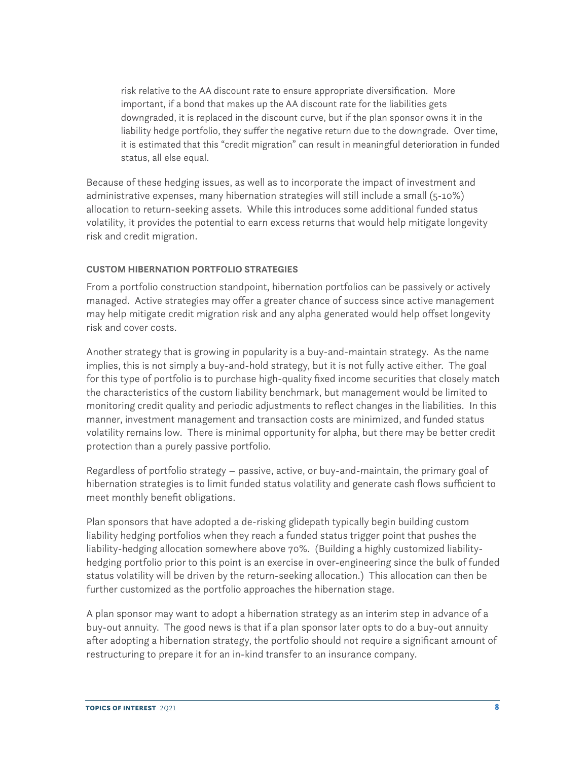risk relative to the AA discount rate to ensure appropriate diversification. More important, if a bond that makes up the AA discount rate for the liabilities gets downgraded, it is replaced in the discount curve, but if the plan sponsor owns it in the liability hedge portfolio, they suffer the negative return due to the downgrade. Over time, it is estimated that this "credit migration" can result in meaningful deterioration in funded status, all else equal.

Because of these hedging issues, as well as to incorporate the impact of investment and administrative expenses, many hibernation strategies will still include a small (5-10%) allocation to return-seeking assets. While this introduces some additional funded status volatility, it provides the potential to earn excess returns that would help mitigate longevity risk and credit migration.

### CUSTOM HIBERNATION PORTFOLIO STRATEGIES

From a portfolio construction standpoint, hibernation portfolios can be passively or actively managed. Active strategies may offer a greater chance of success since active management may help mitigate credit migration risk and any alpha generated would help offset longevity risk and cover costs.

Another strategy that is growing in popularity is a buy-and-maintain strategy. As the name implies, this is not simply a buy-and-hold strategy, but it is not fully active either. The goal for this type of portfolio is to purchase high-quality fixed income securities that closely match the characteristics of the custom liability benchmark, but management would be limited to monitoring credit quality and periodic adjustments to reflect changes in the liabilities. In this manner, investment management and transaction costs are minimized, and funded status volatility remains low. There is minimal opportunity for alpha, but there may be better credit protection than a purely passive portfolio.

Regardless of portfolio strategy – passive, active, or buy-and-maintain, the primary goal of hibernation strategies is to limit funded status volatility and generate cash flows sufficient to meet monthly benefit obligations.

Plan sponsors that have adopted a de-risking glidepath typically begin building custom liability hedging portfolios when they reach a funded status trigger point that pushes the liability-hedging allocation somewhere above 70%. (Building a highly customized liability-hedging portfolio prior to this point is an exercise in over-engineering since the bulk of funded status volatility will be driven by the return-seeking allocation.) This allocation can then be further customized as the portfolio approaches the hibernation stage.

A plan sponsor may want to adopt a hibernation strategy as an interim step in advance of a buy-out annuity. The good news is that if a plan sponsor later opts to do a buy-out annuity after adopting a hibernation strategy, the portfolio should not require a significant amount of restructuring to prepare it for an in-kind transfer to an insurance company.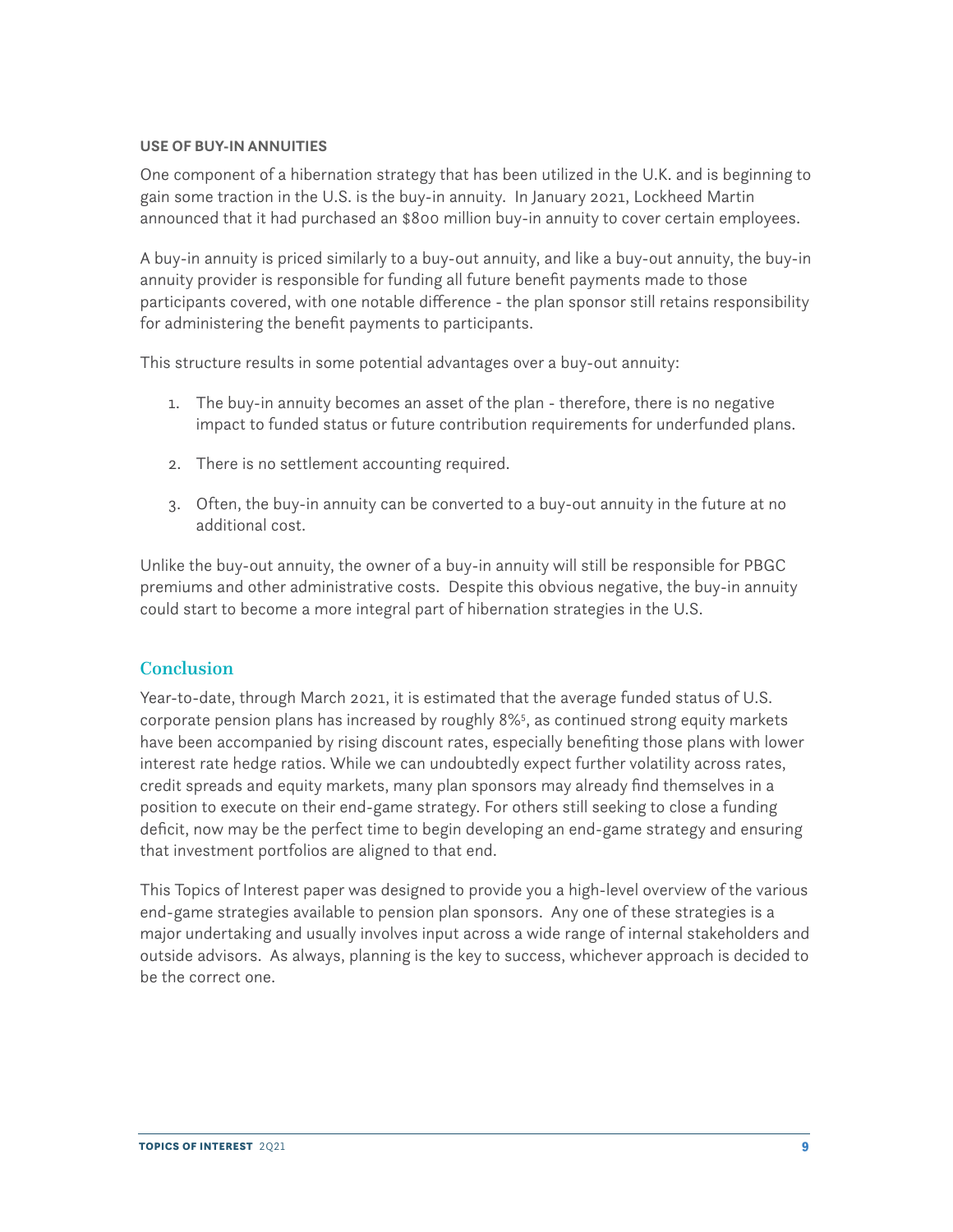### USE OF BUY-IN ANNUITIES

One component of a hibernation strategy that has been utilized in the U.K. and is beginning to gain some traction in the U.S. is the buy-in annuity. In January 2021, Lockheed Martin announced that it had purchased an $800 million buy-in annuity to cover certain employees.

A buy-in annuity is priced similarly to a buy-out annuity, and like a buy-out annuity, the buy-in annuity provider is responsible for funding all future benefit payments made to those participants covered, with one notable difference - the plan sponsor still retains responsibility for administering the benefit payments to participants.

This structure results in some potential advantages over a buy-out annuity:

1. The buy-in annuity becomes an asset of the plan - therefore, there is no negative impact to funded status or future contribution requirements for underfunded plans.

2. There is no settlement accounting required.

3. Often, the buy-in annuity can be converted to a buy-out annuity in the future at no additional cost.

Unlike the buy-out annuity, the owner of a buy-in annuity will still be responsible for PBGC premiums and other administrative costs. Despite this obvious negative, the buy-in annuity could start to become a more integral part of hibernation strategies in the U.S.

## Conclusion

Year-to-date, through March 2021, it is estimated that the average funded status of U.S. corporate pension plans has increased by roughly 8%[5], as continued strong equity markets have been accompanied by rising discount rates, especially benefiting those plans with lower interest rate hedge ratios. While we can undoubtedly expect further volatility across rates, credit spreads and equity markets, many plan sponsors may already find themselves in a position to execute on their end-game strategy. For others still seeking to close a funding deficit, now may be the perfect time to begin developing an end-game strategy and ensuring that investment portfolios are aligned to that end.

This Topics of Interest paper was designed to provide you a high-level overview of the various end-game strategies available to pension plan sponsors. Any one of these strategies is a major undertaking and usually involves input across a wide range of internal stakeholders and outside advisors. As always, planning is the key to success, whichever approach is decided to be the correct one.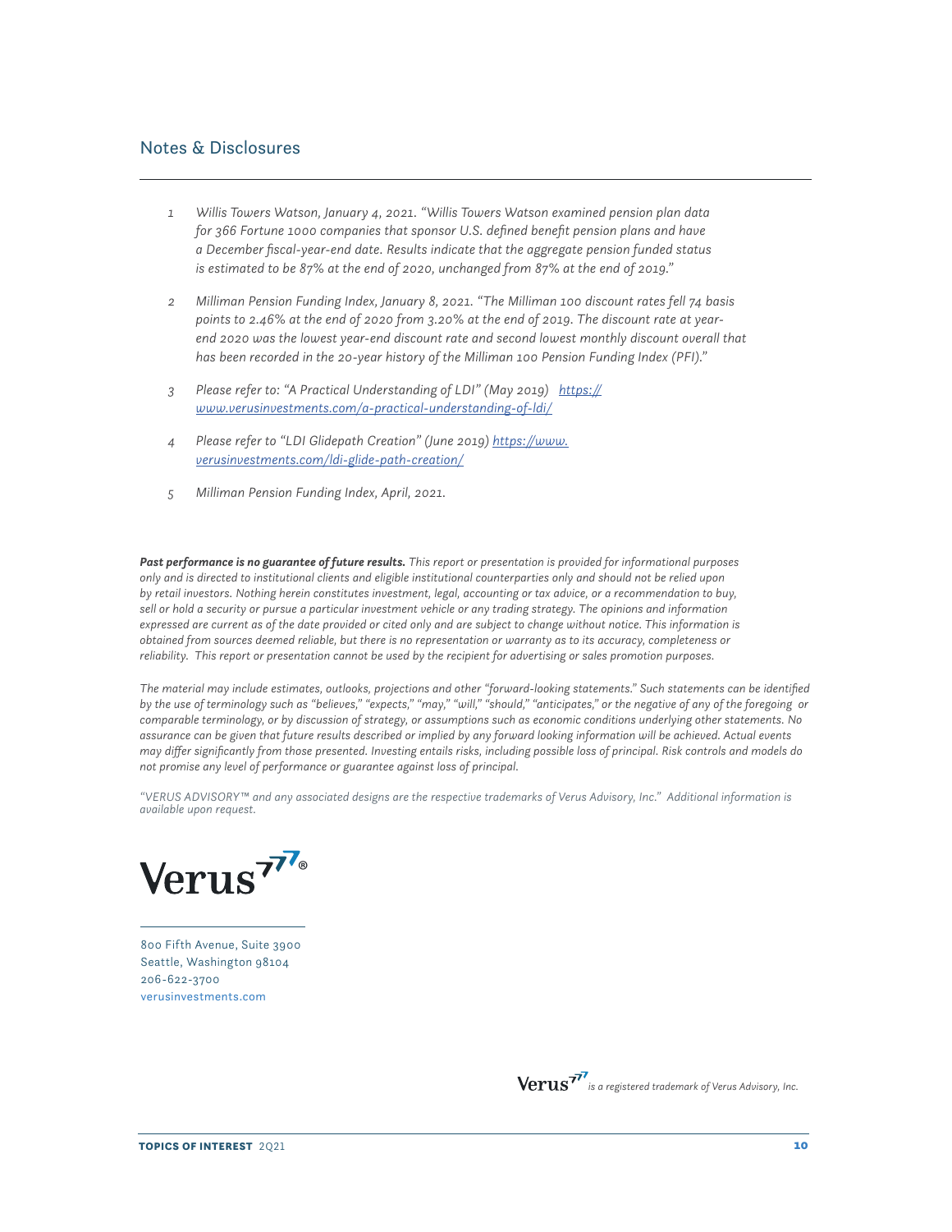## Notes & Disclosures

1. *Willis Towers Watson, January 4, 2021. "Willis Towers Watson examined pension plan data for 366 Fortune 1000 companies that sponsor U.S. defined benefit pension plans and have a December fiscal-year-end date. Results indicate that the aggregate pension funded status is estimated to be 87% at the end of 2020, unchanged from 87% at the end of 2019."*

2. *Milliman Pension Funding Index, January 8, 2021. "The Milliman 100 discount rates fell 74 basis points to 2.46% at the end of 2020 from 3.20% at the end of 2019. The discount rate at year-end 2020 was the lowest year-end discount rate and second lowest monthly discount overall that has been recorded in the 20-year history of the Milliman 100 Pension Funding Index (PFI)."*

3. *Please refer to: "A Practical Understanding of LDI" (May 2019) https://www.verusinvestments.com/a-practical-understanding-of-ldi/*

4. *Please refer to "LDI Glidepath Creation" (June 2019) https://www.verusinvestments.com/ldi-glide-path-creation/*

5. *Milliman Pension Funding Index, April, 2021.*

***Past performance is no guarantee of future results.*** *This report or presentation is provided for informational purposes only and is directed to institutional clients and eligible institutional counterparties only and should not be relied upon by retail investors. Nothing herein constitutes investment, legal, accounting or tax advice, or a recommendation to buy, sell or hold a security or pursue a particular investment vehicle or any trading strategy. The opinions and information expressed are current as of the date provided or cited only and are subject to change without notice. This information is obtained from sources deemed reliable, but there is no representation or warranty as to its accuracy, completeness or reliability. This report or presentation cannot be used by the recipient for advertising or sales promotion purposes.*

*The material may include estimates, outlooks, projections and other "forward-looking statements." Such statements can be identified by the use of terminology such as "believes," "expects," "may," "will," "should," "anticipates," or the negative of any of the foregoing or comparable terminology, or by discussion of strategy, or assumptions such as economic conditions underlying other statements. No assurance can be given that future results described or implied by any forward looking information will be achieved. Actual events may differ significantly from those presented. Investing entails risks, including possible loss of principal. Risk controls and models do not promise any level of performance or guarantee against loss of principal.*

*"VERUS ADVISORY™ and any associated designs are the respective trademarks of Verus Advisory, Inc." Additional information is available upon request.*

Verus®

800 Fifth Avenue, Suite 3900
Seattle, Washington 98104
206-622-3700
verusinvestments.com

Verus *is a registered trademark of Verus Advisory, Inc.*